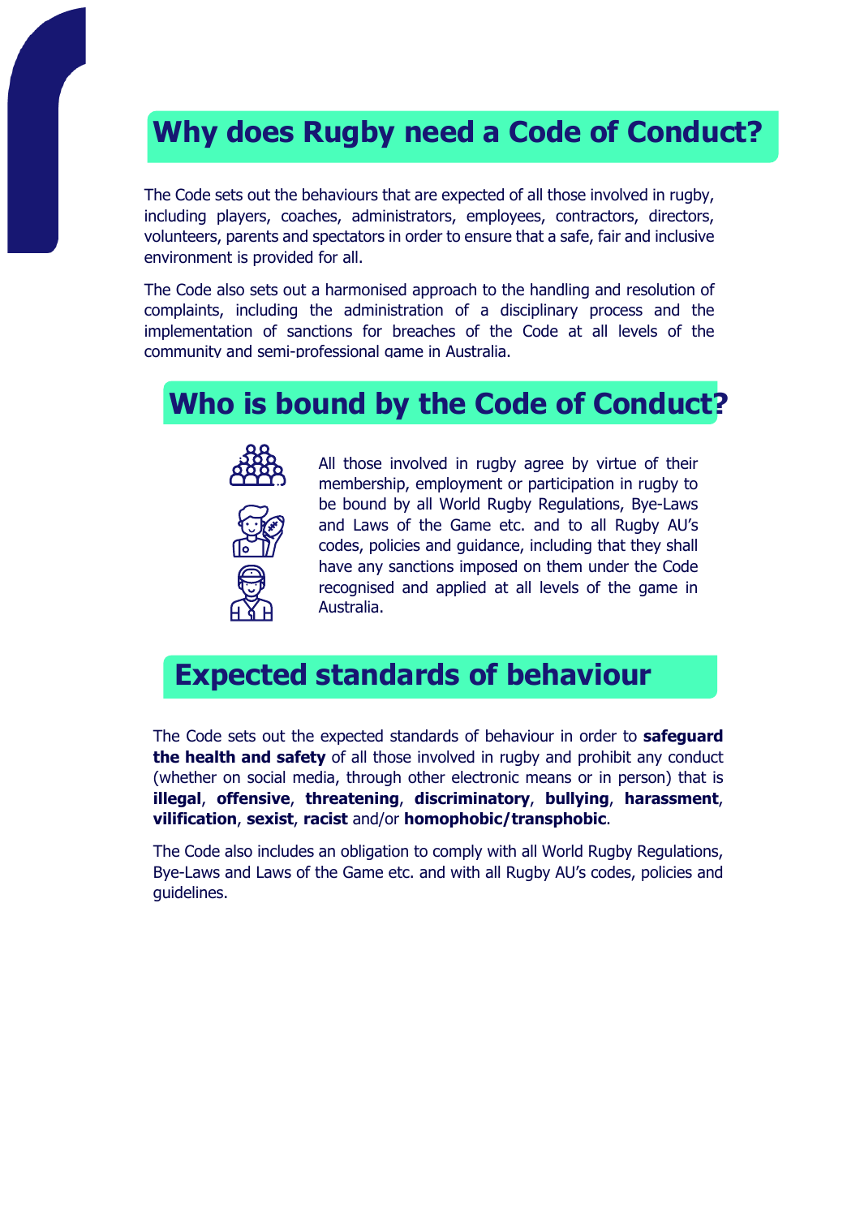## Why does Rugby need a Code of Conduct?

The Code sets out the behaviours that are expected of all those involved in rugby, including players, coaches, administrators, employees, contractors, directors, volunteers, parents and spectators in order to ensure that a safe, fair and inclusive environment is provided for all.

The Code also sets out a harmonised approach to the handling and resolution of complaints, including the administration of a disciplinary process and the implementation of sanctions for breaches of the Code at all levels of the community and semi-professional game in Australia.

## Who is bound by the Code of Conduct?

All those involved in rugby agree by virtue of their membership, employment or participation in rugby to be bound by all World Rugby Regulations, Bye-Laws and Laws of the Game etc. and to all Rugby AU's codes, policies and guidance, including that they shall have any sanctions imposed on them under the Code recognised and applied at all levels of the game in Australia.

## Expected standards of behaviour

The Code sets out the expected standards of behaviour in order to **safeguard the health and safety** of all those involved in rugby and prohibit any conduct (whether on social media, through other electronic means or in person) that is **illegal**, **offensive**, **threatening**, **discriminatory**, **bullying**, **harassment**, **vilification**, **sexist**, **racist** and/or **homophobic/transphobic**.

The Code also includes an obligation to comply with all World Rugby Regulations, Bye-Laws and Laws of the Game etc. and with all Rugby AU's codes, policies and guidelines.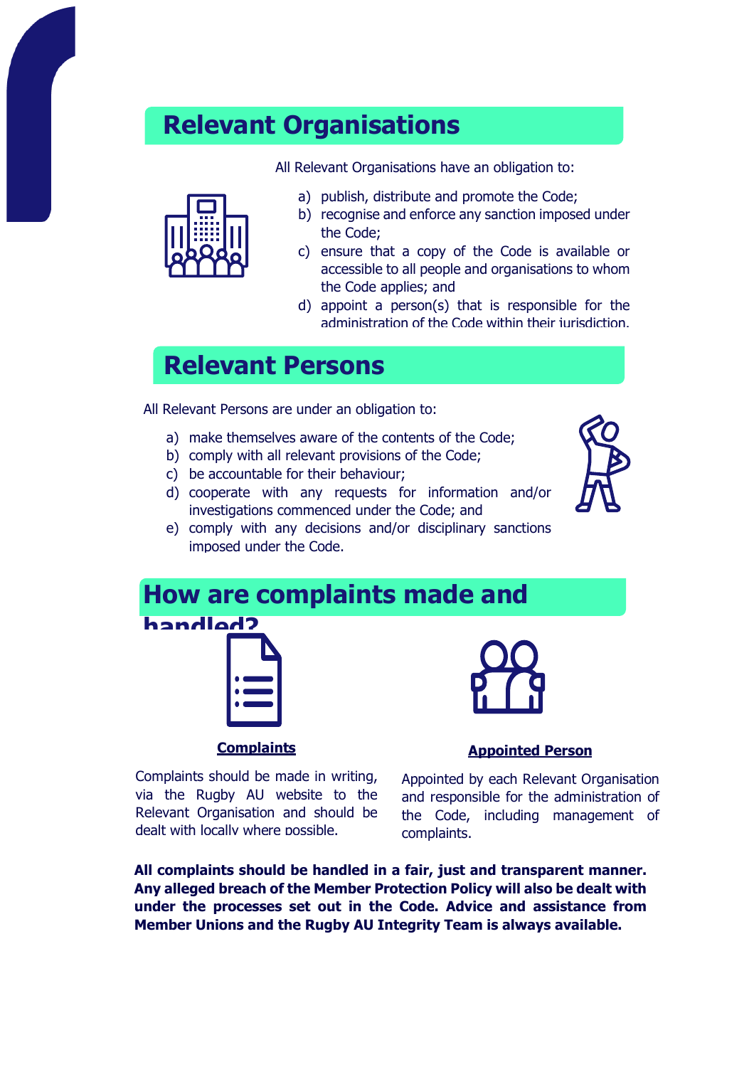## Relevant Organisations

All Relevant Organisations have an obligation to:

a) publish, distribute and promote the Code;
b) recognise and enforce any sanction imposed under the Code;
c) ensure that a copy of the Code is available or accessible to all people and organisations to whom the Code applies; and
d) appoint a person(s) that is responsible for the administration of the Code within their jurisdiction.

## Relevant Persons

All Relevant Persons are under an obligation to:

a) make themselves aware of the contents of the Code;
b) comply with all relevant provisions of the Code;
c) be accountable for their behaviour;
d) cooperate with any requests for information and/or investigations commenced under the Code; and
e) comply with any decisions and/or disciplinary sanctions imposed under the Code.

## How are complaints made and handled?

**Complaints**

Complaints should be made in writing, via the Rugby AU website to the Relevant Organisation and should be dealt with locally where possible.

**Appointed Person**

Appointed by each Relevant Organisation and responsible for the administration of the Code, including management of complaints.

**All complaints should be handled in a fair, just and transparent manner. Any alleged breach of the Member Protection Policy will also be dealt with under the processes set out in the Code. Advice and assistance from Member Unions and the Rugby AU Integrity Team is always available.**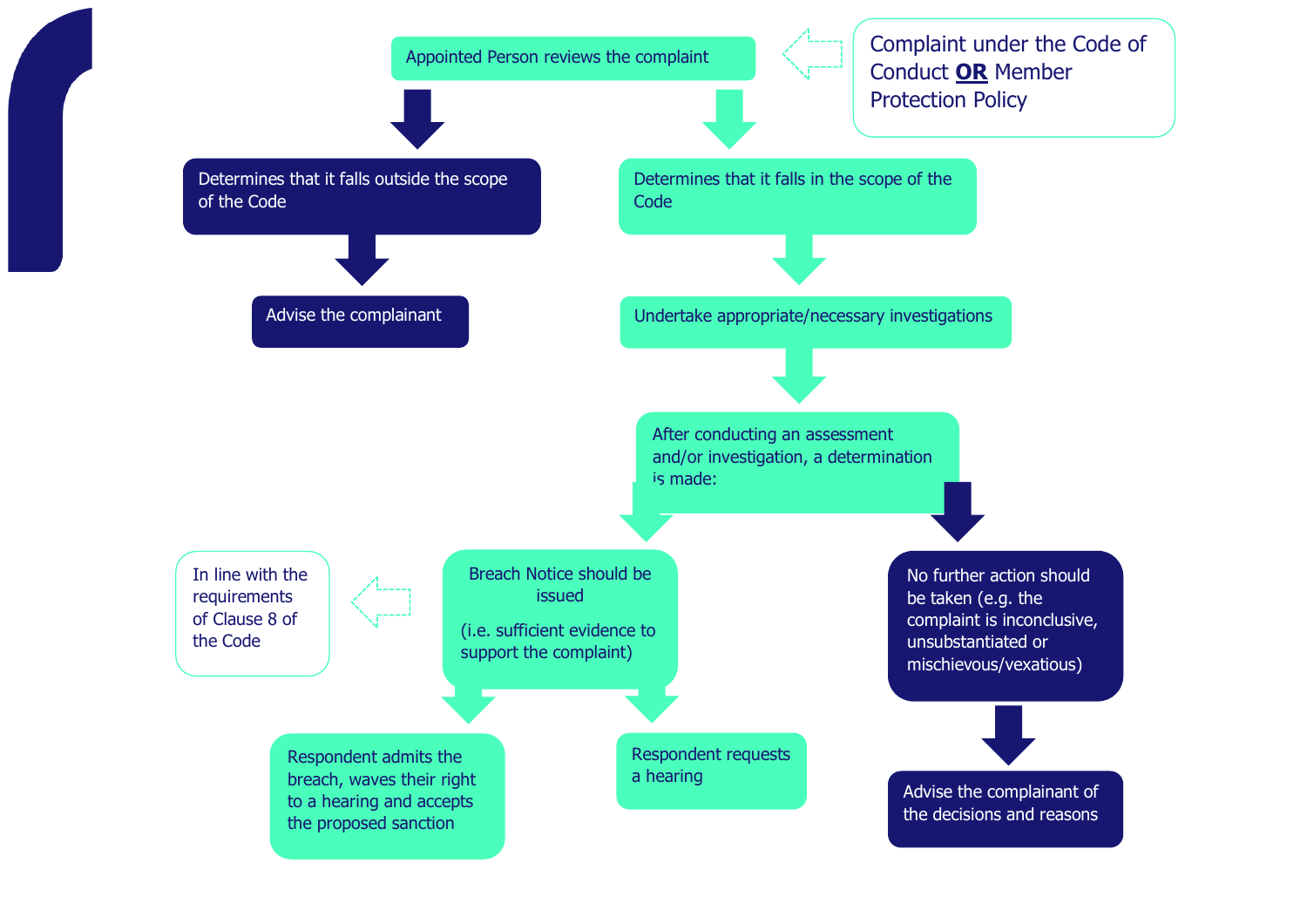Complaint under the Code of Conduct **OR** Member Protection Policy

Appointed Person reviews the complaint

Determines that it falls outside the scope of the Code

Advise the complainant

Determines that it falls in the scope of the Code

Undertake appropriate/necessary investigations

After conducting an assessment and/or investigation, a determination is made:

Breach Notice should be issued

(i.e. sufficient evidence to support the complaint)

In line with the requirements of Clause 8 of the Code

Respondent admits the breach, waves their right to a hearing and accepts the proposed sanction

Respondent requests a hearing

No further action should be taken (e.g. the complaint is inconclusive, unsubstantiated or mischievous/vexatious)

Advise the complainant of the decisions and reasons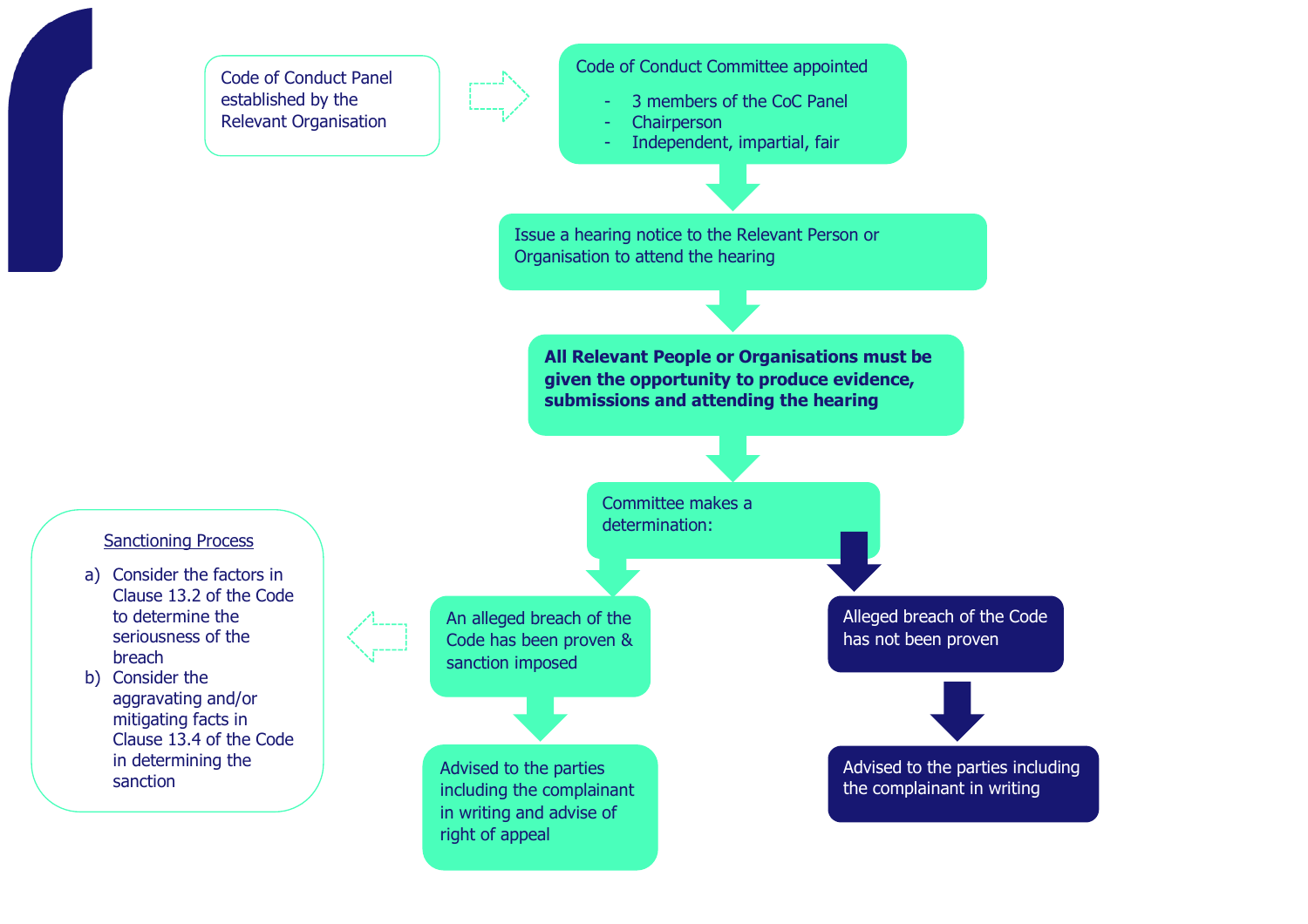Code of Conduct Panel established by the Relevant Organisation

Code of Conduct Committee appointed

- 3 members of the CoC Panel
- Chairperson
- Independent, impartial, fair

Issue a hearing notice to the Relevant Person or Organisation to attend the hearing

**All Relevant People or Organisations must be given the opportunity to produce evidence, submissions and attending the hearing**

Committee makes a determination:

An alleged breach of the Code has been proven & sanction imposed

Advised to the parties including the complainant in writing and advise of right of appeal

Alleged breach of the Code has not been proven

Advised to the parties including the complainant in writing

Sanctioning Process

a) Consider the factors in Clause 13.2 of the Code to determine the seriousness of the breach
b) Consider the aggravating and/or mitigating facts in Clause 13.4 of the Code in determining the sanction